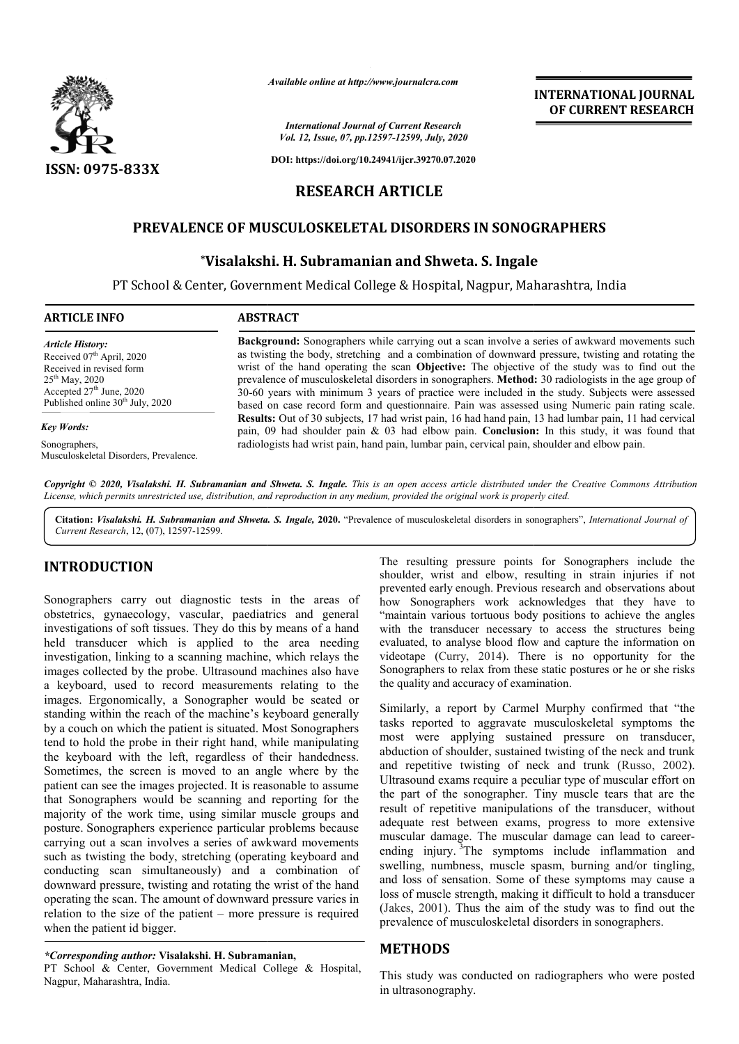# RESEARCH ARTICLE

## PREVALENCE OF MUSCULOSKELETAL DISORDERS IN SONOGRAPHERS

**\*Visalakshi. H. Subramanian and Shweta. S. Ingale**

PT School & Center, Government Medical College & Hospital, Nagpur, Maharashtra, India

### ARTICLE INFO

*Article History:*
Received 07th April, 2020
Received in revised form
25th May, 2020
Accepted 27th June, 2020
Published online 30th July, 2020

*Key Words:*
Sonographers,
Musculoskeletal Disorders, Prevalence.

### ABSTRACT

**Background:** Sonographers while carrying out a scan involve a series of awkward movements such as twisting the body, stretching and a combination of downward pressure, twisting and rotating the wrist of the hand operating the scan **Objective:** The objective of the study was to find out the prevalence of musculoskeletal disorders in sonographers. **Method:** 30 radiologists in the age group of 30-60 years with minimum 3 years of practice were included in the study. Subjects were assessed based on case record form and questionnaire. Pain was assessed using Numeric pain rating scale. **Results:** Out of 30 subjects, 17 had wrist pain, 16 had hand pain, 13 had lumbar pain, 11 had cervical pain, 09 had shoulder pain & 03 had elbow pain. **Conclusion:** In this study, it was found that radiologists had wrist pain, hand pain, lumbar pain, cervical pain, shoulder and elbow pain.

*Copyright © 2020, Visalakshi. H. Subramanian and Shweta. S. Ingale. This is an open access article distributed under the Creative Commons Attribution License, which permits unrestricted use, distribution, and reproduction in any medium, provided the original work is properly cited.*

**Citation:** *Visalakshi. H. Subramanian and Shweta. S. Ingale,* **2020.** "Prevalence of musculoskeletal disorders in sonographers", *International Journal of Current Research*, 12, (07), 12597-12599.

## INTRODUCTION

Sonographers carry out diagnostic tests in the areas of obstetrics, gynaecology, vascular, paediatrics and general investigations of soft tissues. They do this by means of a hand held transducer which is applied to the area needing investigation, linking to a scanning machine, which relays the images collected by the probe. Ultrasound machines also have a keyboard, used to record measurements relating to the images. Ergonomically, a Sonographer would be seated or standing within the reach of the machine's keyboard generally by a couch on which the patient is situated. Most Sonographers tend to hold the probe in their right hand, while manipulating the keyboard with the left, regardless of their handedness. Sometimes, the screen is moved to an angle where by the patient can see the images projected. It is reasonable to assume that Sonographers would be scanning and reporting for the majority of the work time, using similar muscle groups and posture. Sonographers experience particular problems because carrying out a scan involves a series of awkward movements such as twisting the body, stretching (operating keyboard and conducting scan simultaneously) and a combination of downward pressure, twisting and rotating the wrist of the hand operating the scan. The amount of downward pressure varies in relation to the size of the patient – more pressure is required when the patient id bigger.

The resulting pressure points for Sonographers include the shoulder, wrist and elbow, resulting in strain injuries if not prevented early enough. Previous research and observations about how Sonographers work acknowledges that they have to "maintain various tortuous body positions to achieve the angles with the transducer necessary to access the structures being evaluated, to analyse blood flow and capture the information on videotape (Curry, 2014). There is no opportunity for the Sonographers to relax from these static postures or he or she risks the quality and accuracy of examination.

Similarly, a report by Carmel Murphy confirmed that "the tasks reported to aggravate musculoskeletal symptoms the most were applying sustained pressure on transducer, abduction of shoulder, sustained twisting of the neck and trunk and repetitive twisting of neck and trunk (Russo, 2002). Ultrasound exams require a peculiar type of muscular effort on the part of the sonographer. Tiny muscle tears that are the result of repetitive manipulations of the transducer, without adequate rest between exams, progress to more extensive muscular damage. The muscular damage can lead to career-ending injury. [3]The symptoms include inflammation and swelling, numbness, muscle spasm, burning and/or tingling, and loss of sensation. Some of these symptoms may cause a loss of muscle strength, making it difficult to hold a transducer (Jakes, 2001). Thus the aim of the study was to find out the prevalence of musculoskeletal disorders in sonographers.

## METHODS

This study was conducted on radiographers who were posted in ultrasonography.

*\*Corresponding author:* **Visalakshi. H. Subramanian,**
PT School & Center, Government Medical College & Hospital, Nagpur, Maharashtra, India.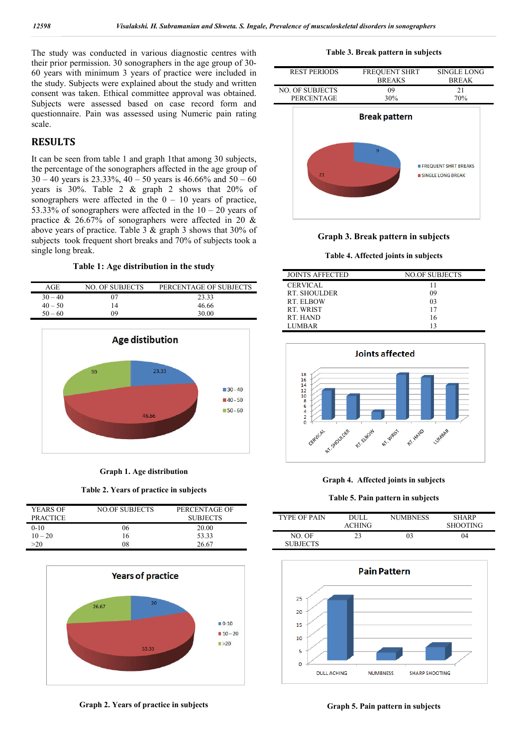The study was conducted in various diagnostic centres with their prior permission. 30 sonographers in the age group of 30-60 years with minimum 3 years of practice were included in the study. Subjects were explained about the study and written consent was taken. Ethical committee approval was obtained. Subjects were assessed based on case record form and questionnaire. Pain was assessed using Numeric pain rating scale.

## RESULTS

It can be seen from table 1 and graph 1that among 30 subjects, the percentage of the sonographers affected in the age group of 30 – 40 years is 23.33%, 40 – 50 years is 46.66% and 50 – 60 years is 30%. Table 2 & graph 2 shows that 20% of sonographers were affected in the 0 – 10 years of practice, 53.33% of sonographers were affected in the 10 – 20 years of practice & 26.67% of sonographers were affected in 20 & above years of practice. Table 3 & graph 3 shows that 30% of subjects took frequent short breaks and 70% of subjects took a single long break.

**Table 1: Age distribution in the study**

| AGE | NO. OF SUBJECTS | PERCENTAGE OF SUBJECTS |
|---|---|---|
| 30 – 40 | 07 | 23.33 |
| 40 – 50 | 14 | 46.66 |
| 50 – 60 | 09 | 30.00 |

**Graph 1. Age distribution**

**Table 2. Years of practice in subjects**

| YEARS OF PRACTICE | NO.OF SUBJECTS | PERCENTAGE OF SUBJECTS |
|---|---|---|
| 0-10 | 06 | 20.00 |
| 10 – 20 | 16 | 53.33 |
| >20 | 08 | 26.67 |

**Graph 2. Years of practice in subjects**

**Table 3. Break pattern in subjects**

| REST PERIODS | FREQUENT SHRT BREAKS | SINGLE LONG BREAK |
|---|---|---|
| NO. OF SUBJECTS PERCENTAGE | 09<br>30% | 21<br>70% |

**Graph 3. Break pattern in subjects**

**Table 4. Affected joints in subjects**

| JOINTS AFFECTED | NO.OF SUBJECTS |
|---|---|
| CERVICAL | 11 |
| RT. SHOULDER | 09 |
| RT. ELBOW | 03 |
| RT. WRIST | 17 |
| RT. HAND | 16 |
| LUMBAR | 13 |

**Graph 4. Affected joints in subjects**

**Table 5. Pain pattern in subjects**

| TYPE OF PAIN | DULL ACHING | NUMBNESS | SHARP SHOOTING |
|---|---|---|---|
| NO. OF SUBJECTS | 23 | 03 | 04 |

**Graph 5. Pain pattern in subjects**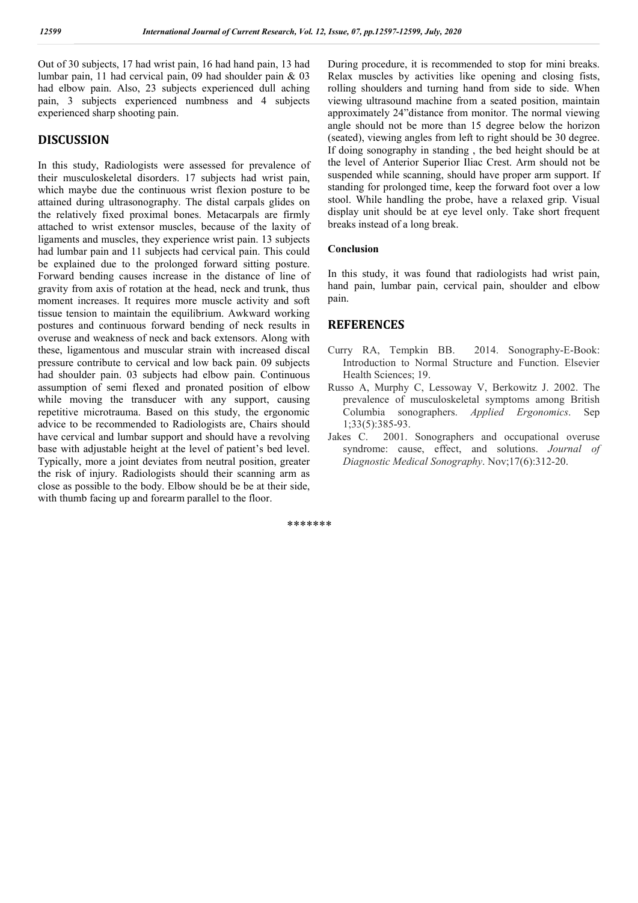Out of 30 subjects, 17 had wrist pain, 16 had hand pain, 13 had lumbar pain, 11 had cervical pain, 09 had shoulder pain & 03 had elbow pain. Also, 23 subjects experienced dull aching pain, 3 subjects experienced numbness and 4 subjects experienced sharp shooting pain.

## DISCUSSION

In this study, Radiologists were assessed for prevalence of their musculoskeletal disorders. 17 subjects had wrist pain, which maybe due the continuous wrist flexion posture to be attained during ultrasonography. The distal carpals glides on the relatively fixed proximal bones. Metacarpals are firmly attached to wrist extensor muscles, because of the laxity of ligaments and muscles, they experience wrist pain. 13 subjects had lumbar pain and 11 subjects had cervical pain. This could be explained due to the prolonged forward sitting posture. Forward bending causes increase in the distance of line of gravity from axis of rotation at the head, neck and trunk, thus moment increases. It requires more muscle activity and soft tissue tension to maintain the equilibrium. Awkward working postures and continuous forward bending of neck results in overuse and weakness of neck and back extensors. Along with these, ligamentous and muscular strain with increased discal pressure contribute to cervical and low back pain. 09 subjects had shoulder pain. 03 subjects had elbow pain. Continuous assumption of semi flexed and pronated position of elbow while moving the transducer with any support, causing repetitive microtrauma. Based on this study, the ergonomic advice to be recommended to Radiologists are, Chairs should have cervical and lumbar support and should have a revolving base with adjustable height at the level of patient's bed level. Typically, more a joint deviates from neutral position, greater the risk of injury. Radiologists should their scanning arm as close as possible to the body. Elbow should be be at their side, with thumb facing up and forearm parallel to the floor.

During procedure, it is recommended to stop for mini breaks. Relax muscles by activities like opening and closing fists, rolling shoulders and turning hand from side to side. When viewing ultrasound machine from a seated position, maintain approximately 24"distance from monitor. The normal viewing angle should not be more than 15 degree below the horizon (seated), viewing angles from left to right should be 30 degree. If doing sonography in standing , the bed height should be at the level of Anterior Superior Iliac Crest. Arm should not be suspended while scanning, should have proper arm support. If standing for prolonged time, keep the forward foot over a low stool. While handling the probe, have a relaxed grip. Visual display unit should be at eye level only. Take short frequent breaks instead of a long break.

### Conclusion

In this study, it was found that radiologists had wrist pain, hand pain, lumbar pain, cervical pain, shoulder and elbow pain.

## REFERENCES

Curry RA, Tempkin BB. 2014. Sonography-E-Book: Introduction to Normal Structure and Function. Elsevier Health Sciences; 19.

Russo A, Murphy C, Lessoway V, Berkowitz J. 2002. The prevalence of musculoskeletal symptoms among British Columbia sonographers. *Applied Ergonomics*. Sep 1;33(5):385-93.

Jakes C. 2001. Sonographers and occupational overuse syndrome: cause, effect, and solutions. *Journal of Diagnostic Medical Sonography*. Nov;17(6):312-20.

*******